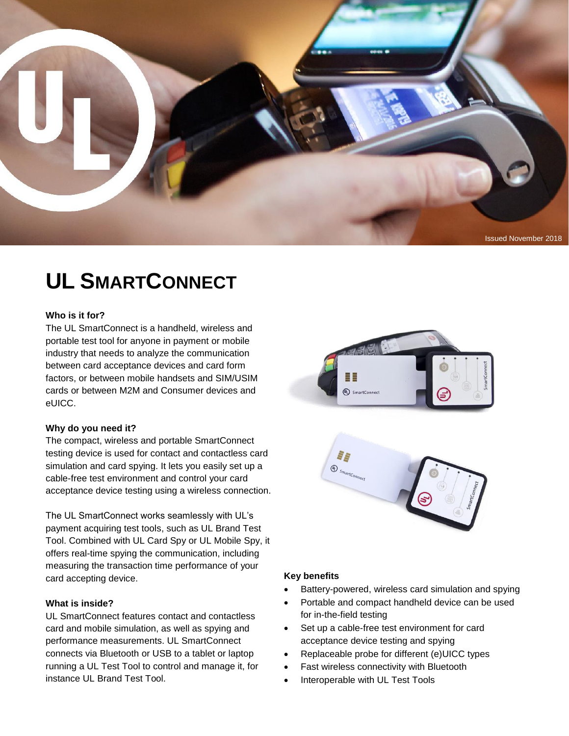Issued November 2018

# UL SmartConnect

### Who is it for?

The UL SmartConnect is a handheld, wireless and portable test tool for anyone in payment or mobile industry that needs to analyze the communication between card acceptance devices and card form factors, or between mobile handsets and SIM/USIM cards or between M2M and Consumer devices and eUICC.

### Why do you need it?

The compact, wireless and portable SmartConnect testing device is used for contact and contactless card simulation and card spying. It lets you easily set up a cable-free test environment and control your card acceptance device testing using a wireless connection.

The UL SmartConnect works seamlessly with UL's payment acquiring test tools, such as UL Brand Test Tool. Combined with UL Card Spy or UL Mobile Spy, it offers real-time spying the communication, including measuring the transaction time performance of your card accepting device.

### What is inside?

UL SmartConnect features contact and contactless card and mobile simulation, as well as spying and performance measurements. UL SmartConnect connects via Bluetooth or USB to a tablet or laptop running a UL Test Tool to control and manage it, for instance UL Brand Test Tool.

### Key benefits

- Battery-powered, wireless card simulation and spying
- Portable and compact handheld device can be used for in-the-field testing
- Set up a cable-free test environment for card acceptance device testing and spying
- Replaceable probe for different (e)UICC types
- Fast wireless connectivity with Bluetooth
- Interoperable with UL Test Tools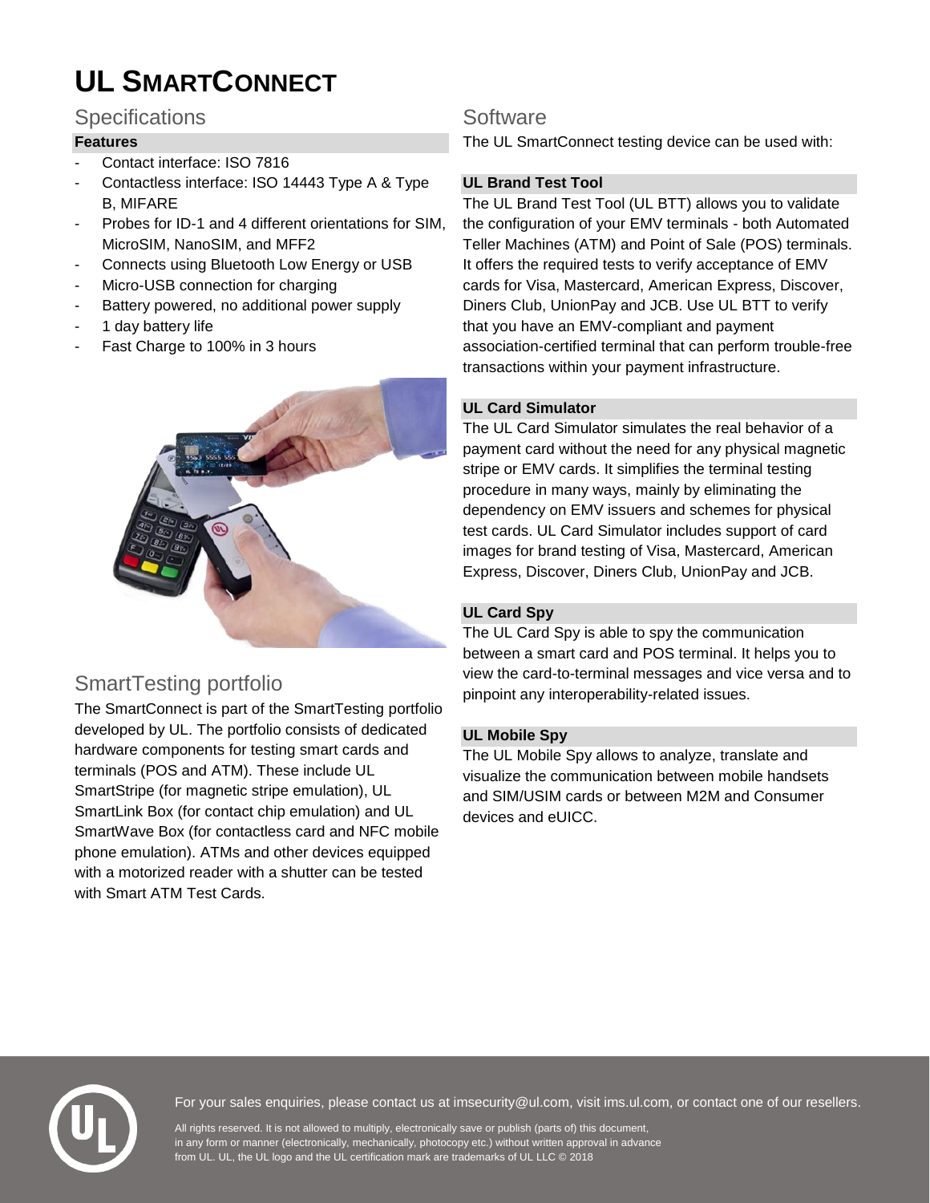# UL SMARTCONNECT

## Specifications

**Features**

- Contact interface: ISO 7816
- Contactless interface: ISO 14443 Type A & Type B, MIFARE
- Probes for ID-1 and 4 different orientations for SIM, MicroSIM, NanoSIM, and MFF2
- Connects using Bluetooth Low Energy or USB
- Micro-USB connection for charging
- Battery powered, no additional power supply
- 1 day battery life
- Fast Charge to 100% in 3 hours

## SmartTesting portfolio

The SmartConnect is part of the SmartTesting portfolio developed by UL. The portfolio consists of dedicated hardware components for testing smart cards and terminals (POS and ATM). These include UL SmartStripe (for magnetic stripe emulation), UL SmartLink Box (for contact chip emulation) and UL SmartWave Box (for contactless card and NFC mobile phone emulation). ATMs and other devices equipped with a motorized reader with a shutter can be tested with Smart ATM Test Cards.

## Software

The UL SmartConnect testing device can be used with:

**UL Brand Test Tool**

The UL Brand Test Tool (UL BTT) allows you to validate the configuration of your EMV terminals - both Automated Teller Machines (ATM) and Point of Sale (POS) terminals. It offers the required tests to verify acceptance of EMV cards for Visa, Mastercard, American Express, Discover, Diners Club, UnionPay and JCB. Use UL BTT to verify that you have an EMV-compliant and payment association-certified terminal that can perform trouble-free transactions within your payment infrastructure.

**UL Card Simulator**

The UL Card Simulator simulates the real behavior of a payment card without the need for any physical magnetic stripe or EMV cards. It simplifies the terminal testing procedure in many ways, mainly by eliminating the dependency on EMV issuers and schemes for physical test cards. UL Card Simulator includes support of card images for brand testing of Visa, Mastercard, American Express, Discover, Diners Club, UnionPay and JCB.

**UL Card Spy**

The UL Card Spy is able to spy the communication between a smart card and POS terminal. It helps you to view the card-to-terminal messages and vice versa and to pinpoint any interoperability-related issues.

**UL Mobile Spy**

The UL Mobile Spy allows to analyze, translate and visualize the communication between mobile handsets and SIM/USIM cards or between M2M and Consumer devices and eUICC.

For your sales enquiries, please contact us at imsecurity@ul.com, visit ims.ul.com, or contact one of our resellers.

All rights reserved. It is not allowed to multiply, electronically save or publish (parts of) this document, in any form or manner (electronically, mechanically, photocopy etc.) without written approval in advance from UL. UL, the UL logo and the UL certification mark are trademarks of UL LLC © 2018